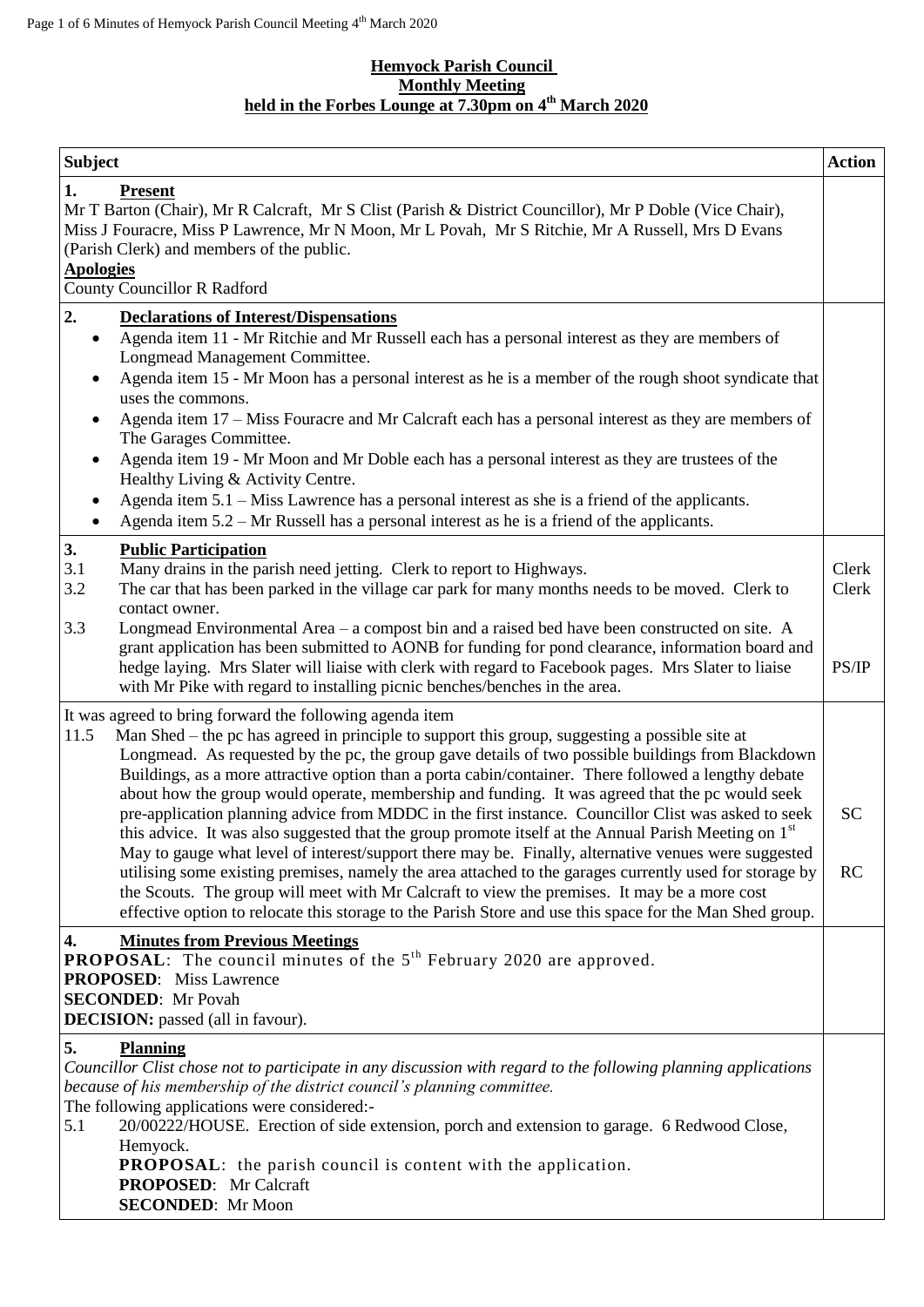# Hemyock Parish Council
## Monthly Meeting
## held in the Forbes Lounge at 7.30pm on 4th March 2020

| Subject | Action |
|---|---|
| **1. Present**<br>Mr T Barton (Chair), Mr R Calcraft, Mr S Clist (Parish & District Councillor), Mr P Doble (Vice Chair), Miss J Fouracre, Miss P Lawrence, Mr N Moon, Mr L Povah, Mr S Ritchie, Mr A Russell, Mrs D Evans (Parish Clerk) and members of the public.<br>**Apologies**<br>County Councillor R Radford | |
| **2. Declarations of Interest/Dispensations**<br>• Agenda item 11 - Mr Ritchie and Mr Russell each has a personal interest as they are members of Longmead Management Committee.<br>• Agenda item 15 - Mr Moon has a personal interest as he is a member of the rough shoot syndicate that uses the commons.<br>• Agenda item 17 – Miss Fouracre and Mr Calcraft each has a personal interest as they are members of The Garages Committee.<br>• Agenda item 19 - Mr Moon and Mr Doble each has a personal interest as they are trustees of the Healthy Living & Activity Centre.<br>• Agenda item 5.1 – Miss Lawrence has a personal interest as she is a friend of the applicants.<br>• Agenda item 5.2 – Mr Russell has a personal interest as he is a friend of the applicants. | |
| **3. Public Participation**<br>3.1 Many drains in the parish need jetting. Clerk to report to Highways.<br>3.2 The car that has been parked in the village car park for many months needs to be moved. Clerk to contact owner.<br>3.3 Longmead Environmental Area – a compost bin and a raised bed have been constructed on site. A grant application has been submitted to AONB for funding for pond clearance, information board and hedge laying. Mrs Slater will liaise with clerk with regard to Facebook pages. Mrs Slater to liaise with Mr Pike with regard to installing picnic benches/benches in the area. | Clerk<br>Clerk<br><br>PS/IP |
| It was agreed to bring forward the following agenda item<br>11.5 Man Shed – the pc has agreed in principle to support this group, suggesting a possible site at Longmead. As requested by the pc, the group gave details of two possible buildings from Blackdown Buildings, as a more attractive option than a porta cabin/container. There followed a lengthy debate about how the group would operate, membership and funding. It was agreed that the pc would seek pre-application planning advice from MDDC in the first instance. Councillor Clist was asked to seek this advice. It was also suggested that the group promote itself at the Annual Parish Meeting on 1st May to gauge what level of interest/support there may be. Finally, alternative venues were suggested utilising some existing premises, namely the area attached to the garages currently used for storage by the Scouts. The group will meet with Mr Calcraft to view the premises. It may be a more cost effective option to relocate this storage to the Parish Store and use this space for the Man Shed group. | SC<br><br>RC |
| **4. Minutes from Previous Meetings**<br>**PROPOSAL**: The council minutes of the 5th February 2020 are approved.<br>**PROPOSED**: Miss Lawrence<br>**SECONDED**: Mr Povah<br>**DECISION:** passed (all in favour). | |
| **5. Planning**<br>*Councillor Clist chose not to participate in any discussion with regard to the following planning applications because of his membership of the district council's planning committee.*<br>The following applications were considered:-<br>5.1 20/00222/HOUSE. Erection of side extension, porch and extension to garage. 6 Redwood Close, Hemyock.<br>**PROPOSAL**: the parish council is content with the application.<br>**PROPOSED**: Mr Calcraft<br>**SECONDED**: Mr Moon | |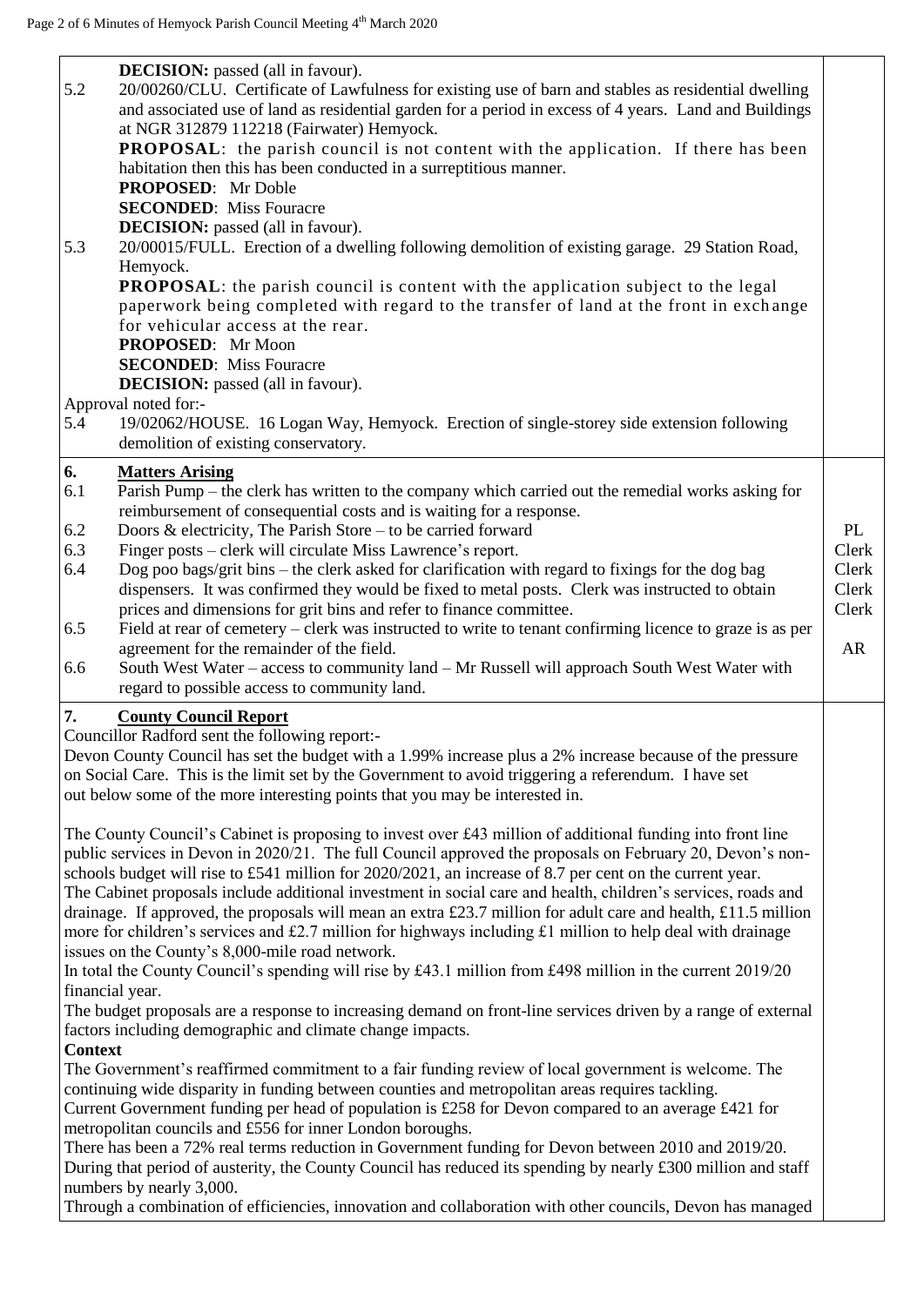**DECISION:** passed (all in favour).

5.2 20/00260/CLU. Certificate of Lawfulness for existing use of barn and stables as residential dwelling and associated use of land as residential garden for a period in excess of 4 years. Land and Buildings at NGR 312879 112218 (Fairwater) Hemyock.

**PROPOSAL**: the parish council is not content with the application. If there has been habitation then this has been conducted in a surreptitious manner.

**PROPOSED**: Mr Doble

**SECONDED**: Miss Fouracre

**DECISION:** passed (all in favour).

5.3 20/00015/FULL. Erection of a dwelling following demolition of existing garage. 29 Station Road, Hemyock.

**PROPOSAL**: the parish council is content with the application subject to the legal paperwork being completed with regard to the transfer of land at the front in exchange for vehicular access at the rear.

**PROPOSED**: Mr Moon

**SECONDED**: Miss Fouracre

**DECISION:** passed (all in favour).

Approval noted for:-

5.4 19/02062/HOUSE. 16 Logan Way, Hemyock. Erection of single-storey side extension following demolition of existing conservatory.

## 6. Matters Arising

| | | |
|---|---|---|
| 6.1 | Parish Pump – the clerk has written to the company which carried out the remedial works asking for reimbursement of consequential costs and is waiting for a response. | |
| 6.2 | Doors & electricity, The Parish Store – to be carried forward | PL |
| 6.3 | Finger posts – clerk will circulate Miss Lawrence's report. | Clerk |
| 6.4 | Dog poo bags/grit bins – the clerk asked for clarification with regard to fixings for the dog bag dispensers. It was confirmed they would be fixed to metal posts. Clerk was instructed to obtain prices and dimensions for grit bins and refer to finance committee. | Clerk<br>Clerk<br>Clerk |
| 6.5 | Field at rear of cemetery – clerk was instructed to write to tenant confirming licence to graze is as per agreement for the remainder of the field. | AR |
| 6.6 | South West Water – access to community land – Mr Russell will approach South West Water with regard to possible access to community land. | |

## 7. County Council Report

Councillor Radford sent the following report:-

Devon County Council has set the budget with a 1.99% increase plus a 2% increase because of the pressure on Social Care. This is the limit set by the Government to avoid triggering a referendum. I have set out below some of the more interesting points that you may be interested in.

The County Council's Cabinet is proposing to invest over £43 million of additional funding into front line public services in Devon in 2020/21. The full Council approved the proposals on February 20, Devon's non-schools budget will rise to £541 million for 2020/2021, an increase of 8.7 per cent on the current year.

The Cabinet proposals include additional investment in social care and health, children's services, roads and drainage. If approved, the proposals will mean an extra £23.7 million for adult care and health, £11.5 million more for children's services and £2.7 million for highways including £1 million to help deal with drainage issues on the County's 8,000-mile road network.

In total the County Council's spending will rise by £43.1 million from £498 million in the current 2019/20 financial year.

The budget proposals are a response to increasing demand on front-line services driven by a range of external factors including demographic and climate change impacts.

**Context**

The Government's reaffirmed commitment to a fair funding review of local government is welcome. The continuing wide disparity in funding between counties and metropolitan areas requires tackling.

Current Government funding per head of population is £258 for Devon compared to an average £421 for metropolitan councils and £556 for inner London boroughs.

There has been a 72% real terms reduction in Government funding for Devon between 2010 and 2019/20. During that period of austerity, the County Council has reduced its spending by nearly £300 million and staff numbers by nearly 3,000.

Through a combination of efficiencies, innovation and collaboration with other councils, Devon has managed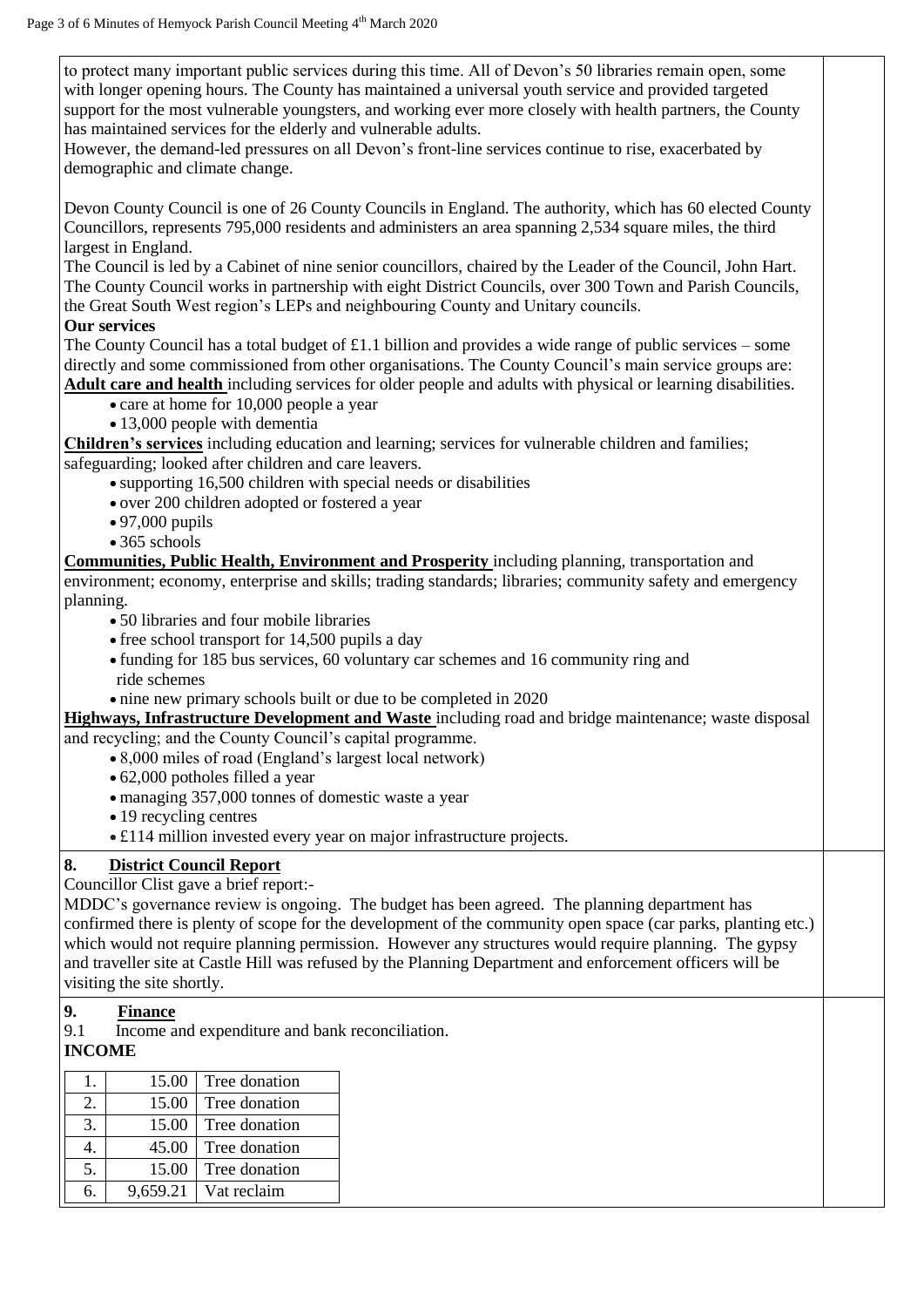to protect many important public services during this time. All of Devon's 50 libraries remain open, some with longer opening hours. The County has maintained a universal youth service and provided targeted support for the most vulnerable youngsters, and working ever more closely with health partners, the County has maintained services for the elderly and vulnerable adults.
However, the demand-led pressures on all Devon's front-line services continue to rise, exacerbated by demographic and climate change.

Devon County Council is one of 26 County Councils in England. The authority, which has 60 elected County Councillors, represents 795,000 residents and administers an area spanning 2,534 square miles, the third largest in England.
The Council is led by a Cabinet of nine senior councillors, chaired by the Leader of the Council, John Hart. The County Council works in partnership with eight District Councils, over 300 Town and Parish Councils, the Great South West region's LEPs and neighbouring County and Unitary councils.

**Our services**

The County Council has a total budget of £1.1 billion and provides a wide range of public services – some directly and some commissioned from other organisations. The County Council's main service groups are:

**Adult care and health** including services for older people and adults with physical or learning disabilities.

- care at home for 10,000 people a year
- 13,000 people with dementia

**Children's services** including education and learning; services for vulnerable children and families; safeguarding; looked after children and care leavers.

- supporting 16,500 children with special needs or disabilities
- over 200 children adopted or fostered a year
- 97,000 pupils
- 365 schools

**Communities, Public Health, Environment and Prosperity** including planning, transportation and environment; economy, enterprise and skills; trading standards; libraries; community safety and emergency planning.

- 50 libraries and four mobile libraries
- free school transport for 14,500 pupils a day
- funding for 185 bus services, 60 voluntary car schemes and 16 community ring and ride schemes
- nine new primary schools built or due to be completed in 2020

**Highways, Infrastructure Development and Waste** including road and bridge maintenance; waste disposal and recycling; and the County Council's capital programme.

- 8,000 miles of road (England's largest local network)
- 62,000 potholes filled a year
- managing 357,000 tonnes of domestic waste a year
- 19 recycling centres
- £114 million invested every year on major infrastructure projects.

## 8. District Council Report

Councillor Clist gave a brief report:-
MDDC's governance review is ongoing. The budget has been agreed. The planning department has confirmed there is plenty of scope for the development of the community open space (car parks, planting etc.) which would not require planning permission. However any structures would require planning. The gypsy and traveller site at Castle Hill was refused by the Planning Department and enforcement officers will be visiting the site shortly.

## 9. Finance

9.1 Income and expenditure and bank reconciliation.

**INCOME**

| | | |
|---|---|---|
| 1. | 15.00 | Tree donation |
| 2. | 15.00 | Tree donation |
| 3. | 15.00 | Tree donation |
| 4. | 45.00 | Tree donation |
| 5. | 15.00 | Tree donation |
| 6. | 9,659.21 | Vat reclaim |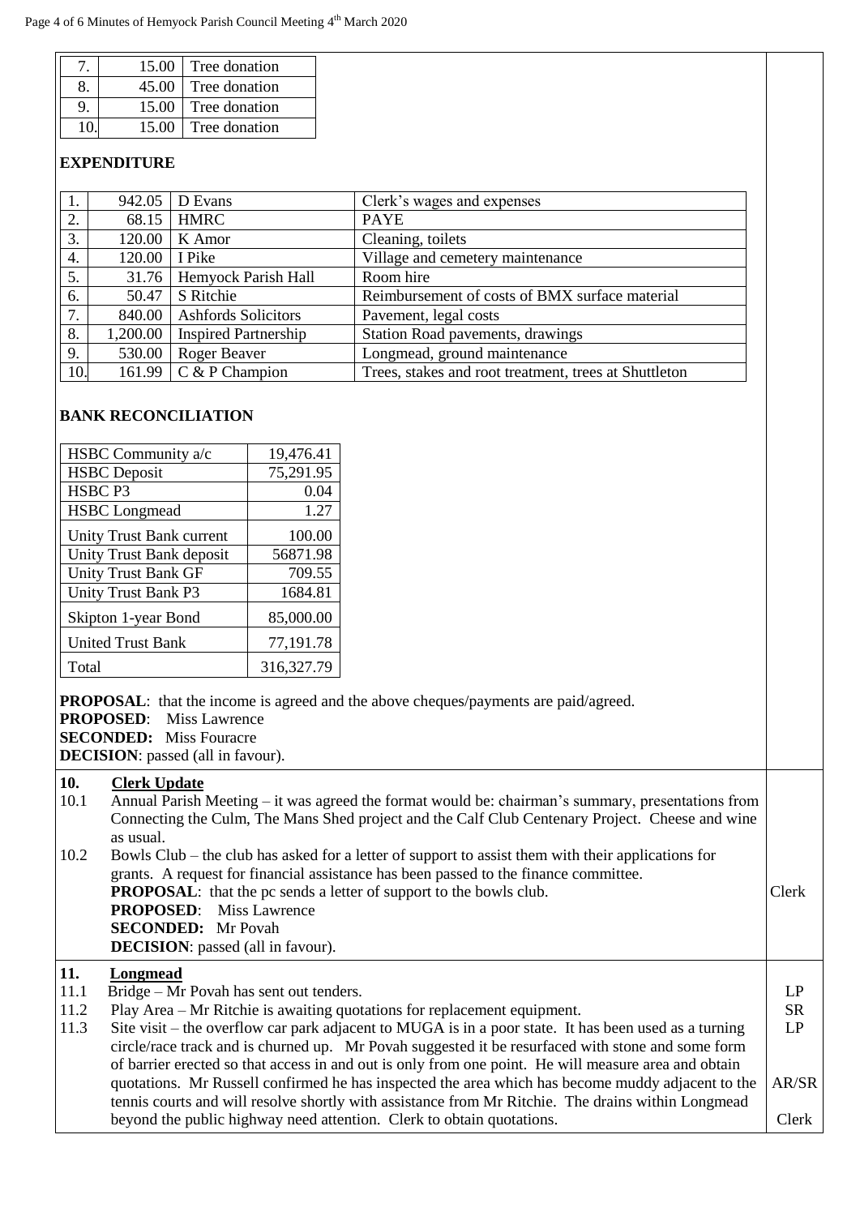| 7. | 15.00 | Tree donation |
|---|---|---|
| 8. | 45.00 | Tree donation |
| 9. | 15.00 | Tree donation |
| 10. | 15.00 | Tree donation |

**EXPENDITURE**

| 1. | 942.05 | D Evans | Clerk's wages and expenses |
|---|---|---|---|
| 2. | 68.15 | HMRC | PAYE |
| 3. | 120.00 | K Amor | Cleaning, toilets |
| 4. | 120.00 | I Pike | Village and cemetery maintenance |
| 5. | 31.76 | Hemyock Parish Hall | Room hire |
| 6. | 50.47 | S Ritchie | Reimbursement of costs of BMX surface material |
| 7. | 840.00 | Ashfords Solicitors | Pavement, legal costs |
| 8. | 1,200.00 | Inspired Partnership | Station Road pavements, drawings |
| 9. | 530.00 | Roger Beaver | Longmead, ground maintenance |
| 10. | 161.99 | C & P Champion | Trees, stakes and root treatment, trees at Shuttleton |

**BANK RECONCILIATION**

| HSBC Community a/c | 19,476.41 |
|---|---|
| HSBC Deposit | 75,291.95 |
| HSBC P3 | 0.04 |
| HSBC Longmead | 1.27 |
| Unity Trust Bank current | 100.00 |
| Unity Trust Bank deposit | 56871.98 |
| Unity Trust Bank GF | 709.55 |
| Unity Trust Bank P3 | 1684.81 |
| Skipton 1-year Bond | 85,000.00 |
| United Trust Bank | 77,191.78 |
| Total | 316,327.79 |

**PROPOSAL**: that the income is agreed and the above cheques/payments are paid/agreed.
**PROPOSED**: Miss Lawrence
**SECONDED:** Miss Fouracre
**DECISION**: passed (all in favour).

**10. Clerk Update**

10.1 Annual Parish Meeting – it was agreed the format would be: chairman's summary, presentations from Connecting the Culm, The Mans Shed project and the Calf Club Centenary Project. Cheese and wine as usual.

10.2 Bowls Club – the club has asked for a letter of support to assist them with their applications for grants. A request for financial assistance has been passed to the finance committee.
**PROPOSAL**: that the pc sends a letter of support to the bowls club. — Clerk
**PROPOSED**: Miss Lawrence
**SECONDED:** Mr Povah
**DECISION**: passed (all in favour).

**11. Longmead**

11.1 Bridge – Mr Povah has sent out tenders. — LP

11.2 Play Area – Mr Ritchie is awaiting quotations for replacement equipment. — SR

11.3 Site visit – the overflow car park adjacent to MUGA is in a poor state. It has been used as a turning circle/race track and is churned up. Mr Povah suggested it be resurfaced with stone and some form of barrier erected so that access in and out is only from one point. He will measure area and obtain quotations. — LP
Mr Russell confirmed he has inspected the area which has become muddy adjacent to the tennis courts and will resolve shortly with assistance from Mr Ritchie. — AR/SR
The drains within Longmead beyond the public highway need attention. Clerk to obtain quotations. — Clerk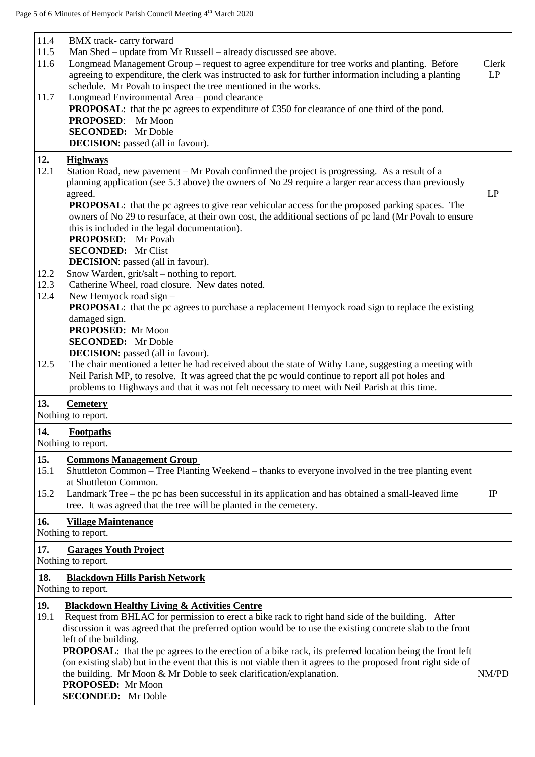| | |
|---|---|
| 11.4 BMX track- carry forward<br>11.5 Man Shed – update from Mr Russell – already discussed see above.<br>11.6 Longmead Management Group – request to agree expenditure for tree works and planting. Before agreeing to expenditure, the clerk was instructed to ask for further information including a planting schedule. Mr Povah to inspect the tree mentioned in the works.<br>11.7 Longmead Environmental Area – pond clearance<br>**PROPOSAL**: that the pc agrees to expenditure of £350 for clearance of one third of the pond.<br>**PROPOSED**: Mr Moon<br>**SECONDED:** Mr Doble<br>**DECISION**: passed (all in favour). | Clerk LP |
| **12. Highways**<br>12.1 Station Road, new pavement – Mr Povah confirmed the project is progressing. As a result of a planning application (see 5.3 above) the owners of No 29 require a larger rear access than previously agreed.<br>**PROPOSAL**: that the pc agrees to give rear vehicular access for the proposed parking spaces. The owners of No 29 to resurface, at their own cost, the additional sections of pc land (Mr Povah to ensure this is included in the legal documentation).<br>**PROPOSED**: Mr Povah<br>**SECONDED:** Mr Clist<br>**DECISION**: passed (all in favour).<br>12.2 Snow Warden, grit/salt – nothing to report.<br>12.3 Catherine Wheel, road closure. New dates noted.<br>12.4 New Hemyock road sign –<br>**PROPOSAL**: that the pc agrees to purchase a replacement Hemyock road sign to replace the existing damaged sign.<br>**PROPOSED:** Mr Moon<br>**SECONDED:** Mr Doble<br>**DECISION**: passed (all in favour).<br>12.5 The chair mentioned a letter he had received about the state of Withy Lane, suggesting a meeting with Neil Parish MP, to resolve. It was agreed that the pc would continue to report all pot holes and problems to Highways and that it was not felt necessary to meet with Neil Parish at this time. | LP |
| **13. Cemetery**<br>Nothing to report. | |
| **14. Footpaths**<br>Nothing to report. | |
| **15. Commons Management Group**<br>15.1 Shuttleton Common – Tree Planting Weekend – thanks to everyone involved in the tree planting event at Shuttleton Common.<br>15.2 Landmark Tree – the pc has been successful in its application and has obtained a small-leaved lime tree. It was agreed that the tree will be planted in the cemetery. | IP |
| **16. Village Maintenance**<br>Nothing to report. | |
| **17. Garages Youth Project**<br>Nothing to report. | |
| **18. Blackdown Hills Parish Network**<br>Nothing to report. | |
| **19. Blackdown Healthy Living & Activities Centre**<br>19.1 Request from BHLAC for permission to erect a bike rack to right hand side of the building. After discussion it was agreed that the preferred option would be to use the existing concrete slab to the front left of the building.<br>**PROPOSAL**: that the pc agrees to the erection of a bike rack, its preferred location being the front left (on existing slab) but in the event that this is not viable then it agrees to the proposed front right side of the building. Mr Moon & Mr Doble to seek clarification/explanation.<br>**PROPOSED:** Mr Moon<br>**SECONDED:** Mr Doble | NM/PD |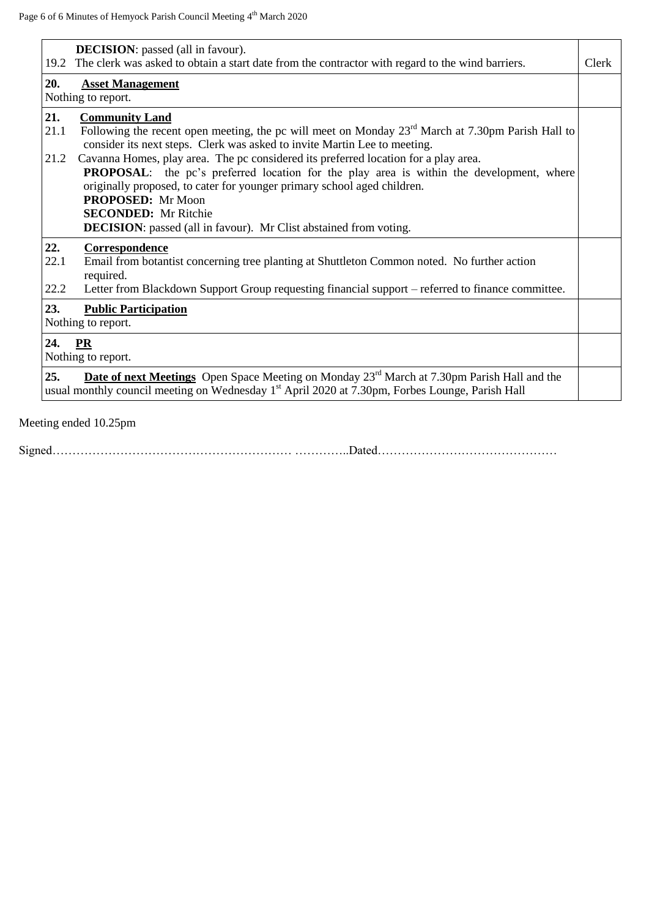| | |
|---|---|
| **DECISION**: passed (all in favour).<br>19.2 The clerk was asked to obtain a start date from the contractor with regard to the wind barriers. | Clerk |
| **20. Asset Management**<br>Nothing to report. | |
| **21. Community Land**<br>21.1 Following the recent open meeting, the pc will meet on Monday 23rd March at 7.30pm Parish Hall to consider its next steps. Clerk was asked to invite Martin Lee to meeting.<br>21.2 Cavanna Homes, play area. The pc considered its preferred location for a play area.<br>**PROPOSAL**: the pc's preferred location for the play area is within the development, where originally proposed, to cater for younger primary school aged children.<br>**PROPOSED:** Mr Moon<br>**SECONDED:** Mr Ritchie<br>**DECISION**: passed (all in favour). Mr Clist abstained from voting. | |
| **22. Correspondence**<br>22.1 Email from botantist concerning tree planting at Shuttleton Common noted. No further action required.<br>22.2 Letter from Blackdown Support Group requesting financial support – referred to finance committee. | |
| **23. Public Participation**<br>Nothing to report. | |
| **24. PR**<br>Nothing to report. | |
| **25. Date of next Meetings** Open Space Meeting on Monday 23rd March at 7.30pm Parish Hall and the usual monthly council meeting on Wednesday 1st April 2020 at 7.30pm, Forbes Lounge, Parish Hall | |

Meeting ended 10.25pm

Signed…………………………………………………… …………..Dated………………………………………